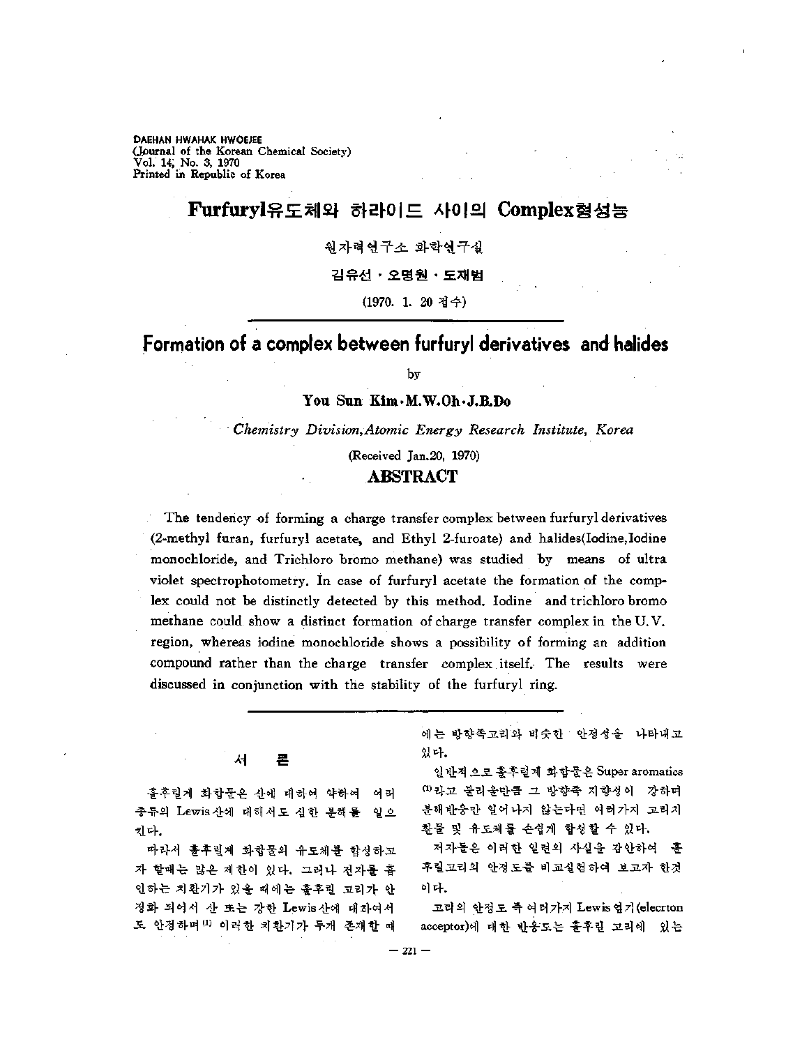DAEHAN HWAHAK HWOEJEE
(Journal of the Korean Chemical Society)
Vol. 14, No. 3, 1970
Printed in Republic of Korea

# Furfuryl유도체와 하라이드 사이의 Complex형성능

원자력연구소 화학연구실

**김유선 · 오명원 · 도재범**

(1970. 1. 20 접수)

# Formation of a complex between furfuryl derivatives and halides

by

**You Sun Kim · M.W.Oh · J.B.Do**

*Chemistry Division, Atomic Energy Research Institute, Korea*

(Received Jan.20, 1970)

## ABSTRACT

The tendency of forming a charge transfer complex between furfuryl derivatives (2-methyl furan, furfuryl acetate, and Ethyl 2-furoate) and halides(Iodine, Iodine monochloride, and Trichloro bromo methane) was studied by means of ultra violet spectrophotometry. In case of furfuryl acetate the formation of the complex could not be distinctly detected by this method. Iodine and trichloro bromo methane could show a distinct formation of charge transfer complex in the U.V. region, whereas iodine monochloride shows a possibility of forming an addition compound rather than the charge transfer complex itself. The results were discussed in conjunction with the stability of the furfuryl ring.

## 서 론

훌후릴계 화합물은 산에 대하여 약하여 여러 종류의 Lewis산에 대하여서도 심한 분해를 일으킨다.

따라서 훌후릴계 화합물의 유도체를 합성하고자 할때는 많은 제한이 있다. 그러나 전자를 흡인하는 치환기가 있을 때에는 훌후릴 고리가 안정화 되어서 산 또는 강한 Lewis산에 대하여서도 안정하며[1] 이러한 치환기가 두개 존재할 때에는 방향족고리와 비슷한 안정성을 나타내고 있다.

일반적으로 훌후릴계 화합물은 Super aromatics[1]라고 불리울만큼 그 방향족 지향성이 강하며 분해반응만 일어나지 않는다면 여러가지 고리치환물 및 유도체를 손쉽게 합성할 수 있다.

저자들은 이러한 일련의 사실을 감안하여 훌후릴고리의 안정도를 비교실험하여 보고자 한것이다.

고리의 안정도 즉 여러가지 Lewis 염기(elecrton acceptor)에 대한 반응도는 훌후릴 고리에 있는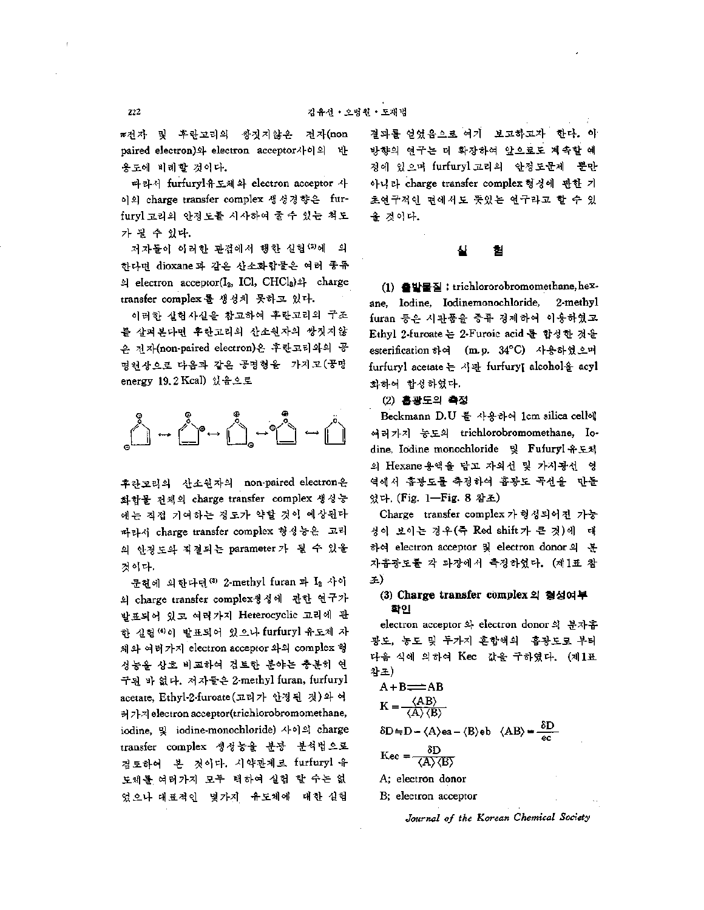π전자 및 후란고리의 쌍짓지않은 전자(non paired electron)와 electron acceptor사이의 반응도에 비례할 것이다.

따라서 furfuryl유도체와 electron acceptor 사이의 charge transfer complex 생성경향은 furfuryl고리의 안정도를 시사하여 줄 수 있는 척도가 될 수 있다.

저자들이 이러한 관점에서 행한 실험[2]에 의한다면 dioxane과 같은 산소화합물은 여러 종류의 electron acceptor($I_2$, ICl, $CHCl_3$)와 charge transfer complex를 생성치 못하고 있다.

이러한 실험사실을 참고하여 후란고리의 구조를 살펴본다면 후란고리의 산소원자의 쌍짓지않은 전자(non-paired electron)은 후란고리와의 공명현상으로 다음과 같은 공명형을 가지고(공명 energy 19.2 Kcal) 있음으로

후란고리의 산소원자의 non-paired electron은 화합물 전체의 charge transfer complex 생성능에는 직접 기여하는 정도가 약할 것이 예상된다 따라서 charge transfer complex 형성능은 고리의 안정도와 직결되는 parameter가 될 수 있을 것이다.

문헌에 의한다면[3] 2-methyl furan과 $I_2$ 사이의 charge transfer complex생성에 관한 연구가 발표되어 있고 여러가지 Heterocyclic 고리에 관한 실험[4]이 발표되어 있으나 furfuryl 유도체 자체와 여러가지 electron acceptor와의 complex 형성능을 상호 비교하여 검토한 분야는 충분히 연구된 바 없다. 저자들은 2-methyl furan, furfuryl acetate, Ethyl-2-furoate(고리가 안정된 것)와 여러가지 electron acceptor(trichlorobromomethane, iodine, 및 iodine-monochloride) 사이의 charge transfer complex 생성능을 분광 분석법으로 검토하여 본 것이다. 시약관계로 furfuryl 유도체를 여러가지 모두 택하여 실험 할 수는 없었으나 대표적인 몇가지 유도체에 대한 실험 결과를 얻었음으로 여기 보고하고자 한다. 이 방향의 연구는 더 확장하여 앞으로도 계속할 예정에 있으며 furfuryl고리의 안정도문제 뿐만 아니라 charge transfer complex형성에 관한 기초연구적인 면에서도 뜻있는 연구라고 할 수 있을 것이다.

## 실 험

**(1) 출발물질 :** trichlorobromomethane, hexane, Iodine, Iodinemonochloride, 2-methyl furan 등은 시판품을 증류 정제하여 이용하였고 Ethyl 2-furoate는 2-Furoic acid를 합성한 것을 esterification 하여 (m.p. 34°C) 사용하였으며 furfuryl acetate는 시판 furfuryl alcohol을 acyl화하여 합성하였다.

**(2) 흡광도의 측정**

Beckmann D.U 를 사용하여 1cm silica cell에 여러가지 농도의 trichlorobromomethane, Iodine, Iodine monochloride 및 Fufuryl 유도체의 Hexane용액을 담고 자외선 및 가시광선 영역에서 흡광도를 측정하여 흡광도 곡선을 만들었다. (Fig. 1—Fig. 8 참조)

Charge transfer complex가 형성되어진 가능성이 보이는 경우(즉 Red shift가 큰 것)에 대하여 electron acceptor 및 electron donor의 분자흡광도를 각 파장에서 측정하였다. (제1표 참조)

**(3) Charge transfer complex의 형성여부 확인**

electron acceptor와 electron donor의 분자흡광도, 농도 및 두가지 혼합액의 흡광도로 부터 다음 식에 의하여 Kec 값을 구하였다. (제1표 참조)

$$A+B \rightleftharpoons AB$$

$$K=\frac{\langle AB\rangle}{\langle A\rangle\langle B\rangle}$$

$$\delta D \fallingdotseq D-\langle A\rangle ea-\langle B\rangle eb \quad \langle AB\rangle=\frac{\delta D}{ec}$$

$$Kec=\frac{\delta D}{\langle A\rangle\langle B\rangle}$$

A; electron donor

B; electron acceptor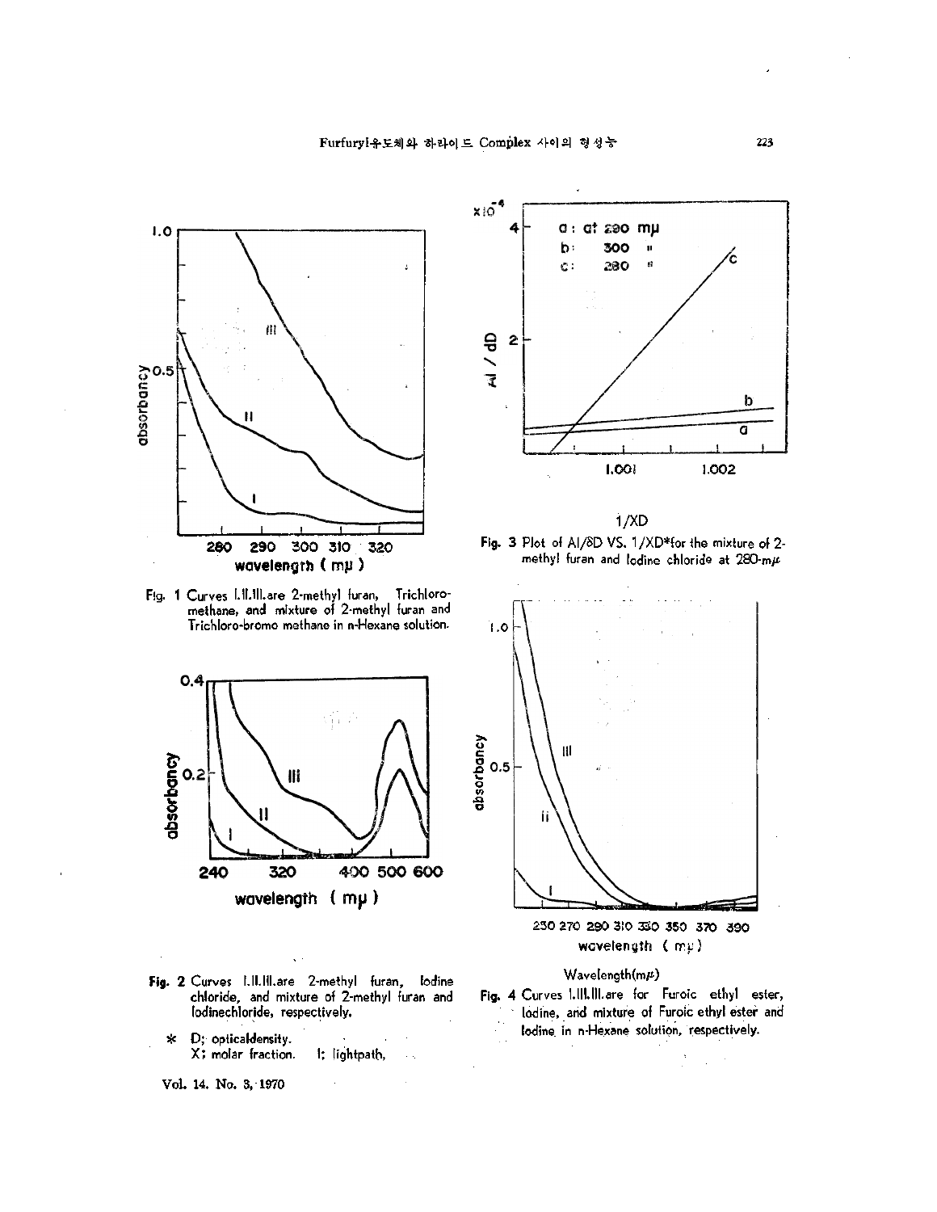Fig. 1 Curves I.II.III.are 2-methyl furan, Trichloro-methane, and mixture of 2-methyl furan and Trichloro-bromo methane in n-Hexane solution.

Fig. 2 Curves I.II.III.are 2-methyl furan, Iodine chloride, and mixture of 2-methyl furan and Iodinechloride, respectively.

\* D; opticaldensity.
X; molar fraction. l; lightpath.

Fig. 3 Plot of Al/δD VS. 1/XD\*for the mixture of 2-methyl furan and Iodine chloride at 280-mμ

Fig. 4 Curves I.III.III.are for Furoic ethyl ester, Iodine, and mixture of Furoic ethyl ester and Iodine in n-Hexane solution, respectively.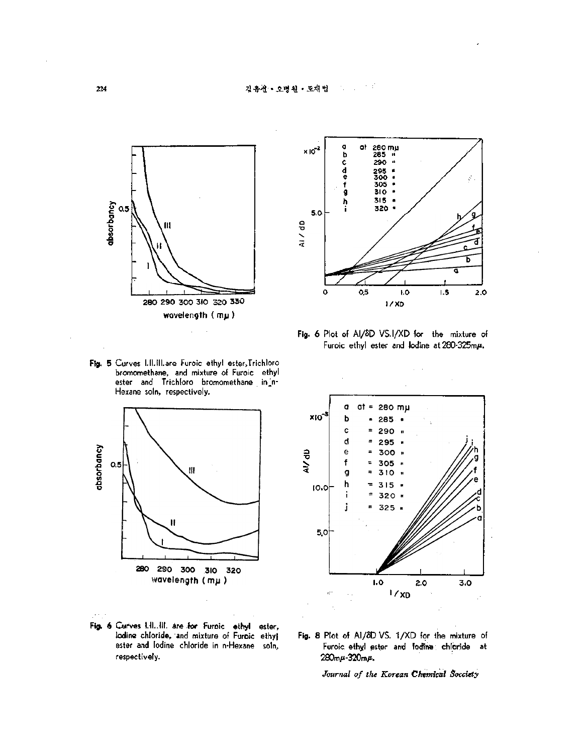Fig. 5 Curves I.II.III. are Furoic ethyl ester, Trichloro bromomethane, and mixture of Furoic ethyl ester and Trichloro bromomethane in n-Hexane soln, respectively.

Fig. 6 Plot of AI/δD VS. I/XD for the mixture of Furoic ethyl ester and Iodine at 280-325mμ.

Fig. 6 Curves I.II..III. are for Furoic ethyl ester, Iodine chloride, and mixture of Furoic ethyl ester and Iodine chloride in n-Hexane soln, respectively.

Fig. 8 Plot of AI/δD VS. 1/XD for the mixture of Furoic ethyl ester and Iodine chloride at 280mμ-320mμ.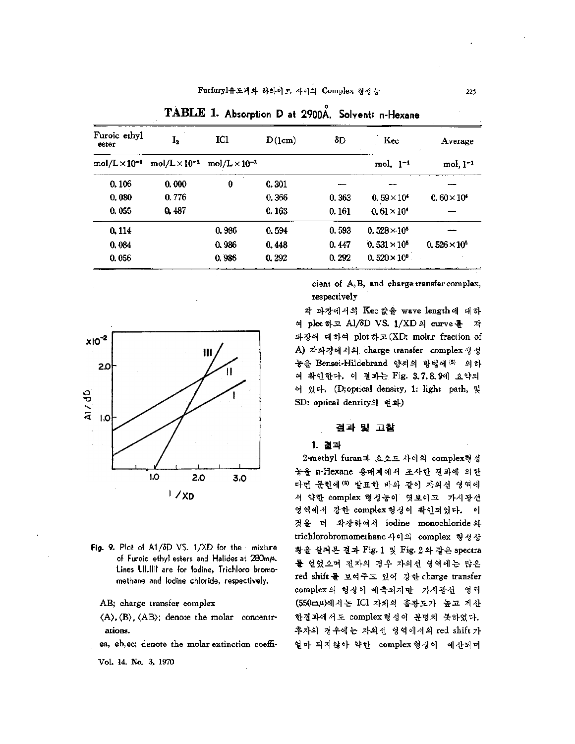**TABLE 1. Absorption D at 2900Å. Solvent: n-Hexane**

| Furoic ethyl ester | $I_2$ | ICl | D(1cm) | δD | Kec | Average |
|---|---|---|---|---|---|---|
| mol/L×$10^{-1}$ | mol/L×$10^{-3}$ | mol/L×$10^{-3}$ | | | mol, $l^{-1}$ | mol, $l^{-1}$ |
| 0.106 | 0.000 | 0 | 0.301 | — | — | — |
| 0.080 | 0.776 | | 0.366 | 0.363 | $0.59\times10^4$ | $0.60\times10^4$ |
| 0.055 | 0.487 | | 0.163 | 0.161 | $0.61\times10^4$ | — |
| 0.114 | | 0.986 | 0.594 | 0.593 | $0.528\times10^5$ | — |
| 0.084 | | 0.986 | 0.448 | 0.447 | $0.531\times10^5$ | $0.526\times10^5$ |
| 0.056 | | 0.986 | 0.292 | 0.292 | $0.520\times10^5$ | |

Fig. 9. Plot of Al/δD VS. 1/XD for the mixture of Furoic ethyl esters and Halides at 280mμ. Lines I, II, III are for Iodine, Trichloro bromomethane and Iodine chloride, respectively.

AB; charge transfer complex

⟨A⟩, ⟨B⟩, ⟨AB⟩; denote the molar concentrations.

ea, eb, ec; denote the molar extinction coefficient of A, B, and charge transfer complex, respectively

각 파장에서의 Kec 값을 wave length에 대하여 plot하고 Al/δD VS. 1/XD의 curve를 각 파장에 대하여 plot하고(XD: molar fraction of A) 각파장에서의 charge transfer complex생성능을 Bensei-Hildebrand 양씨의 방법에[5] 의하여 확인한다. 이 결과는 Fig. 3. 7. 8. 9에 요약되어 있다. (D;optical density, l: light path, 및 δD: optical denrity의 변화)

## 결과 및 고찰

### 1. 결과

2-methyl furan과 요오드 사이의 complex형성능을 n-Hexane 용매계에서 조사한 결과에 의한다면 문헌에[6] 발표한 바와 같이 자외선 영역에서 약한 complex 형성능이 엿보이고 가시광선 영역에서 강한 complex형성이 확인되었다. 이것을 더 확장하여서 iodine monochloride와 trichlorobromomethane사이의 complex 형성상황을 살펴본 결과 Fig. 1 및 Fig. 2와 같은 spectra를 얻었으며 전자의 경우 자외선 영역에는 많은 red shift를 보여주고 있어 강한 charge transfer complex의 형성이 예측되지만 가시광선 영역(550mμ)에서는 ICl 자체의 흡광도가 높고 계산한결과에서도 complex형성이 분명치 못하였다. 후자의 경우에는 자외선 영역에서의 red shift가 얼마 되지않아 약한 complex형성이 예산되며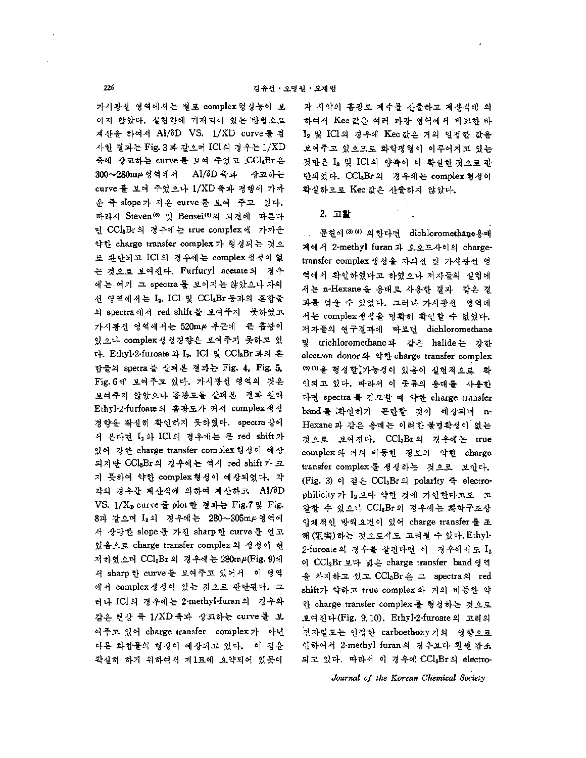가시광선 영역에서는 별로 complex형성능이 보이지 않았다. 실험항에 기재되어 있는 방법으로 계산을 하여서 $Al/\delta D$ VS. $1/XD$ curve를 검사한 결과는 Fig. 3과 같으며 ICl의 경우는 $1/XD$축에 상교하는 curve를 보여 주었고 $CCl_3Br$은 300~280mμ 영역에서 $Al/\delta D$축과 상교하는 curve를 보여 주었으나 $1/XD$축과 평행에 가까운 즉 slope가 적은 curve를 보여 주고 있다. 따라서 Steven[6] 및 Bensei[5]의 의견에 따른다면 $CCl_3Br$의 경우에는 true complex에 가까운 약한 charge transfer complex가 형성되는 것으로 판단되고 ICl의 경우에는 complex생성이 없는 것으로 보여진다. Furfuryl acetate의 경우에는 여기 그 spectra를 보이지는 않았으나 자외선 영역에서는 $I_2$, ICl 및 $CCl_3Br$ 등과의 혼합물의 spectra에서 red shift를 보여주지 못하였고 가시광선 영역에서는 520mμ 부근에 큰 흡광이 있으나 complex생성경향은 보여주지 못하고 있다. Ethyl-2-furoate와 $I_2$, ICl 및 $CCl_3Br$과의 혼합물의 spetra를 살펴본 결과는 Fig. 4, Fig. 5, Fig. 6에 보여주고 있다. 가시광선 영역의 것은 보여주지 않았으나 흡광도를 살펴본 결과 원래 Ethyl-2-furfoate의 흡광도가 커서 complex생성경향을 확실히 확인하지 못하였다. spectra상에서 본다면 $I_2$와 ICl의 경우에는 큰 red shift가 있어 강한 charge transfer complex형성이 예상되지만 $CCl_3Br$의 경우에는 역시 red shift가 크지 못하여 약한 complex형성이 예상되었다. 각자의 경우를 계산식에 의하여 계산하고 $Al/\delta D$ VS. $1/X_D$ curve를 plot한 결과는 Fig.7 및 Fig. 8과 같으며 $I_2$의 경우에는 280~305mμ 영역에서 상당한 slope를 가진 sharp한 curve를 얻고 있음으로 charge transfer complex의 생성이 현저하였으며 $CCl_3Br$의 경우에는 280mμ(Fig. 9)에서 sharp한 curve를 보여주고 있어서 이 영역에서 complex생성이 있는 것으로 판단된다. 그러나 ICl의 경우에는 2-methyl-furan의 경우와 같은 현상 즉 $1/XD$축과 상교하는 curve를 보여주고 있어 charge transfer complex가 아닌 다른 화합물의 형성이 예상되고 있다. 이 점을 확실히 하기 위하여서 제1표에 요약되어 있듯이 각 시약의 흡광도 계수를 산출하고 계산식에 의하여서 Kec값을 여러 파장 영역에서 비교한 바 $I_2$ 및 ICl의 경우에 Kec값은 거의 일정한 값을 보여주고 있으므로 화학평형이 이루어지고 있는 것만은 $I_2$ 및 ICl의 양측이 다 확실한 것으로 판단되었다. $CCl_3Br$의 경우에는 complex형성이 확실하므로 Kec값은 산출하지 않았다.

## 2. 고찰

문헌에[3][4] 의한다면 dichloromethane용매계에서 2-methyl furan과 요오드사이의 charge-transfer complex생성을 자외선 및 가시광선 영역에서 확인하였다고 하였으나 저자들의 실험에서는 n-Hexane을 용매로 사용한 결과 같은 결과를 얻을 수 있었다. 그러나 가시광선 영역에서는 complex생성을 명확히 확인할 수 없었다. 저자들의 연구결과에 따르면 dichloromethane 및 trichloromethane과 같은 halide는 강한 electron donor와 약한 charge transfer complex[6][7]을 형성할 가능성이 있음이 실험적으로 확인되고 있다. 따라서 이 종류의 용매를 사용한다면 spectra를 검토할 때 약한 charge transfer band를 확인하기 곤란할 것이 예상되며 n-Hexane과 같은 용매는 이러한 불명확성이 없는 것으로 보여진다. $CCl_3Br$의 경우에는 true complex와 거의 비등한 정도의 약한 charge transfer complex를 생성하는 것으로 보인다. (Fig. 3) 이 점은 $CCl_3Br$의 polarity 즉 electrophilicity가 $I_2$보다 약한 것에 기인한다고도 고찰할 수 있으나 $CCl_3Br$의 경우에는 화학구조상 입체적인 방해요건이 있어 charge transfer를 조해(阻害)하는 것으로서도 고려될 수 있다. Ethyl-2-furoate의 경우를 살핀다면 이 경우에서도 $I_2$이 $CCl_3Br$보다 넓은 charge transfer band 영역을 차지하고 있고 $CCl_3Br$은 그 spectra의 red shift가 약하고 true complex와 거의 비등한 약한 charge transfer complex를 형성하는 것으로 보여진다(Fig. 9, 10). Ethyl-2-furoate의 고리의 전자밀도는 인접한 carboethoxy기의 영향으로 인하여서 2-methyl furan의 경우보다 훨씬 감소되고 있다. 따라서 이 경우에 $CCl_3Br$의 electro-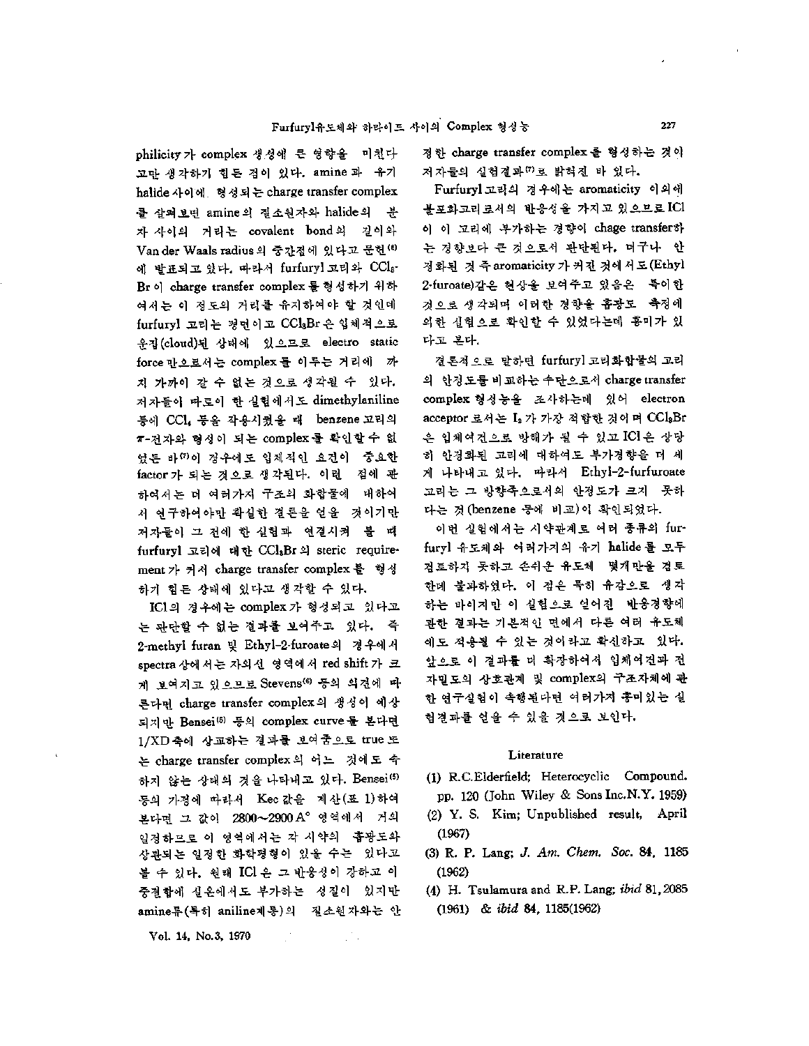philicity가 complex 생성에 큰 영향을 미친다고만 생각하기 힘든 점이 있다. amine과 유기 halide 사이에 형성되는 charge transfer complex를 살펴보면 amine의 질소원자와 halide의 분자 사이의 거리는 covalent bond의 길이와 Van der Waals radius의 중간점에 있다고 문헌[6]에 발표되고 있다. 따라서 furfuryl 고리와 $CCl_3$-Br이 charge transfer complex를 형성하기 위하여서는 이 정도의 거리를 유지하여야 할 것인데 furfuryl 고리는 평면이고 $CCl_3Br$은 입체적으로 운집(cloud)된 상태에 있으므로 electro static force만으로서는 complex를 이루는 거리에 까지 가까이 갈 수 없는 것으로 생각될 수 있다. 저자들이 따로이 한 실험에서도 dimethylaniline 등에 $CCl_4$ 등을 작용시켰을 때 benzene 고리의 $\pi$-전자와 형성이 되는 complex를 확인할 수 없었던 바[7]이 경우에도 입체적인 요건이 중요한 factor가 되는 것으로 생각된다. 이런 점에 관하여서는 더 여러가지 구조의 화합물에 대하여서 연구하여야만 확실한 결론을 얻을 것이기만 저자들이 그 전에 한 실험과 연결시켜 볼 때 furfuryl 고리에 대한 $CCl_3Br$의 steric requirement가 커서 charge transfer complex를 형성하기 힘든 상태에 있다고 생각할 수 있다.

ICl의 경우에는 complex가 형성되고 있다고는 판단할 수 없는 결과를 보여주고 있다. 즉 2-methyl furan 및 Ethyl-2-furoate의 경우에서 spectra 상에서는 자외선 영역에서 red shift가 크게 보여지고 있으므로 Stevens[6] 등의 의견에 따른다면 charge transfer complex의 생성이 예상되지만 Bensei[5] 등의 complex curve를 본다면 1/XD 축에 상교하는 결과를 보여줌으로 true 또는 charge transfer complex의 어느 것에도 속하지 않는 상태의 것을 나타내고 있다. Bensei[5] 등의 가정에 따라서 Kec 값을 계산(표 1)하여 본다면 그 값이 2800~2900 A° 영역에서 거의 일정하므로 이 영역에서는 각 시약의 흡광도와 상관되는 일정한 화학평형이 있을 수는 있다고 볼 수 있다. 원래 ICl은 그 반응성이 강하고 이중결합에 실온에서도 부가하는 성질이 있지만 amine류(특히 aniline계통)의 질소원자와는 안정한 charge transfer complex를 형성하는 것이 저자들의 실험결과[7]로 밝혀진 바 있다.

Furfuryl 고리의 경우에는 aromaticity 이외에 불포화고리로서의 반응성을 가지고 있으므로 ICl이 이 고리에 부가하는 경향이 chage transfer하는 경향보다 큰 것으로서 판단된다. 더구나 안정화된 것 즉 aromaticity가 커진 것에서도(Ethyl 2-furoate)같은 현상을 보여주고 있음은 특이한 것으로 생각되며 이러한 경향을 흡광도 측정에 의한 실험으로 확인할 수 있었다는데 흥미가 있다고 본다.

결론적으로 말하면 furfuryl 고리화합물의 고리의 안정도를 비교하는 수단으로서 charge transfer complex 형성능을 조사하는데 있어 electron acceptor로서는 $I_2$가 가장 적합한 것이며 $CCl_3Br$은 입체여건으로 방해가 될 수 있고 ICl은 상당히 안정화된 고리에 대하여도 부가경향을 더 세게 나타내고 있다. 따라서 Ethyl-2-furfuroate 고리는 그 방향족으로서의 안정도가 크지 못하다는 것(benzene 등에 비교)이 확인되었다.

이번 실험에서는 시약관계로 여러 종류의 furfuryl 유도체와 여러가지의 유기 halide를 모두 검토하지 못하고 손쉬운 유도체 몇개만을 검토한데 불과하였다. 이 점은 특히 유감으로 생각하는 바이지만 이 실험으로 얻어진 반응경향에 관한 결과는 기본적인 면에서 다른 여러 유도체에도 적용될 수 있는 것이라고 확신하고 있다. 앞으로 이 결과를 더 확장하여서 입체여건과 전자밀도의 상호관계 및 complex의 구조자체에 관한 연구실험이 속행된다면 여러가지 흥미있는 실험결과를 얻을 수 있을 것으로 보인다.

## Literature

(1) R.C.Elderfield; Heterocyclic Compound. pp. 120 (John Wiley & Sons Inc.N.Y. 1959)

(2) Y. S. Kim; Unpublished result, April (1967)

(3) R. P. Lang; *J. Am. Chem. Soc.* **84**, 1185 (1962)

(4) H. Tsulamura and R.P. Lang; *ibid* **81**, 2085 (1961) & *ibid* **84**, 1185(1962)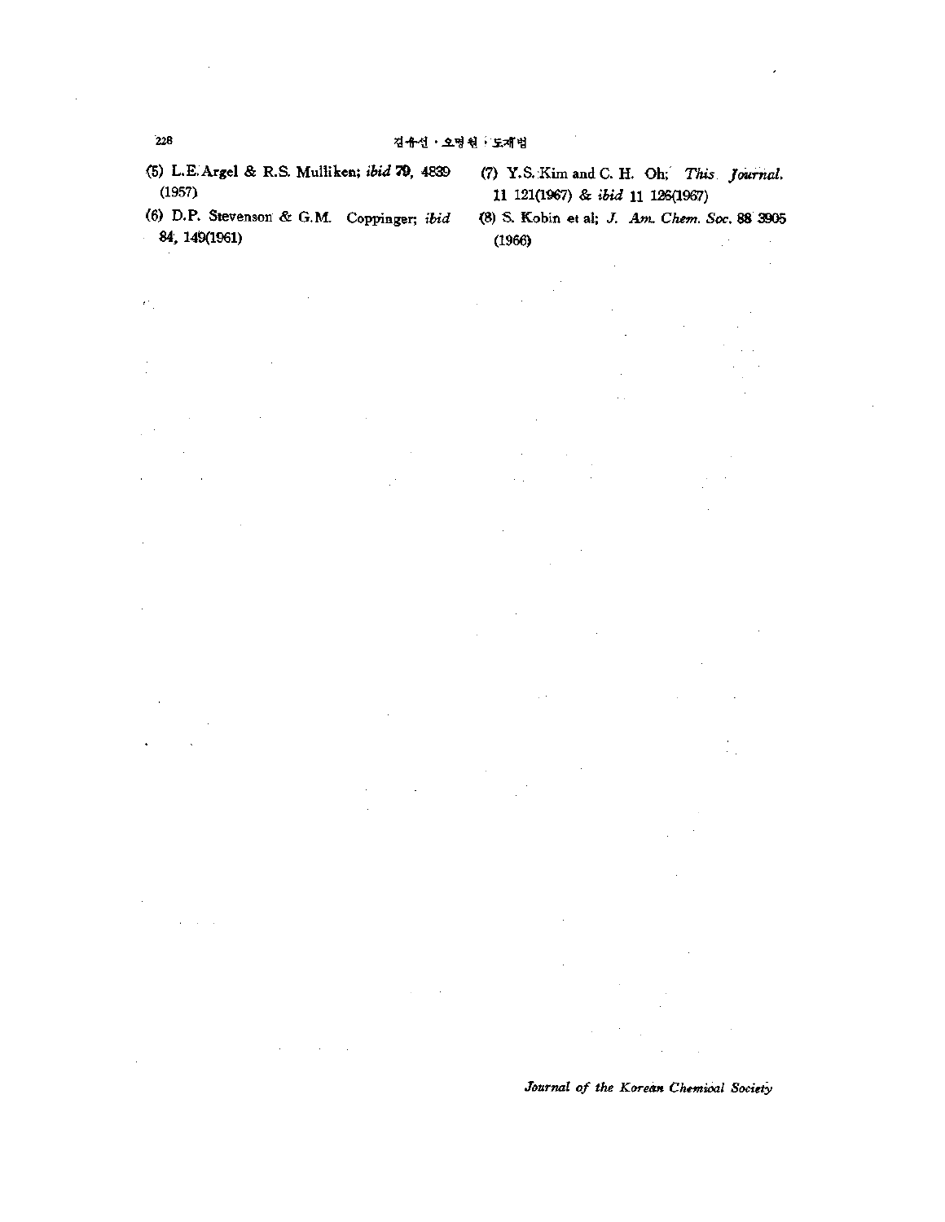(5) L.E. Argel & R.S. Mulliken; *ibid* **79**, 4839 (1957)

(6) D.P. Stevenson & G.M. Coppinger; *ibid* 84, 149(1961)

(7) Y.S. Kim and C. H. Oh; *This Journal.* 11 121(1967) & *ibid* 11 126(1967)

(8) S. Kobin et al; *J. Am. Chem. Soc.* **88** 3905 (1966)